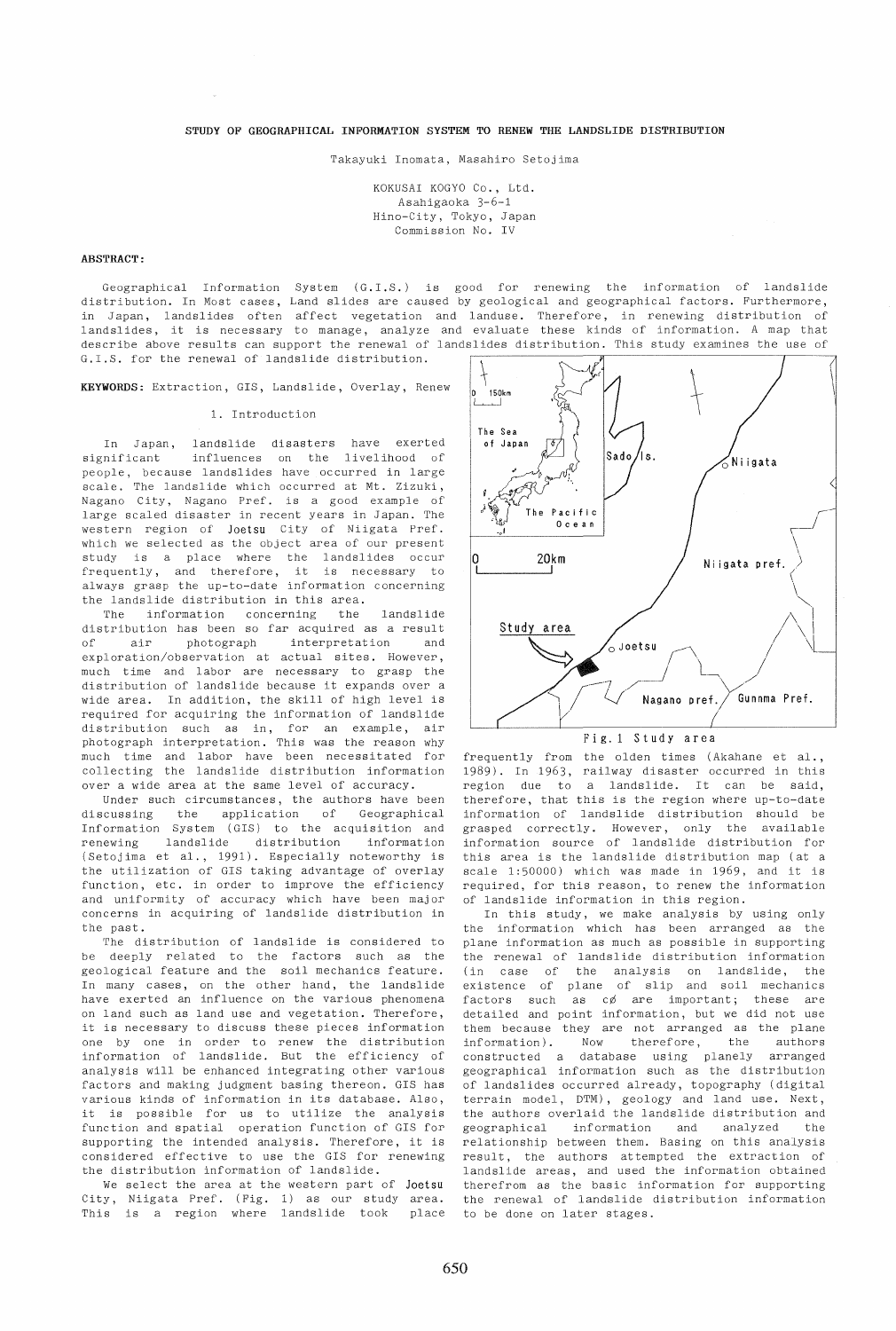# STUDY OF GEOGRAPHICAL INFORMATION SYSTEM TO RENEW THE LANDSLIDE DISTRIBUTION

Takayuki Inomata, Masahiro Setojima

KOKUSAI KOGYO Co., Ltd.
Asahigaoka 3-6-1
Hino-City, Tokyo, Japan
Commission No. IV

**ABSTRACT:**

Geographical Information System (G.I.S.) is good for renewing the information of landslide distribution. In Most cases, Land slides are caused by geological and geographical factors. Furthermore, in Japan, landslides often affect vegetation and landuse. Therefore, in renewing distribution of landslides, it is necessary to manage, analyze and evaluate these kinds of information. A map that describe above results can support the renewal of landslides distribution. This study examines the use of G.I.S. for the renewal of landslide distribution.

**KEYWORDS:** Extraction, GIS, Landslide, Overlay, Renew

## 1. Introduction

In Japan, landslide disasters have exerted significant influences on the livelihood of people, because landslides have occurred in large scale. The landslide which occurred at Mt. Zizuki, Nagano City, Nagano Pref. is a good example of large scaled disaster in recent years in Japan. The western region of Joetsu City of Niigata Pref. which we selected as the object area of our present study is a place where the landslides occur frequently, and therefore, it is necessary to always grasp the up-to-date information concerning the landslide distribution in this area.

The information concerning the landslide distribution has been so far acquired as a result of air photograph interpretation and exploration/observation at actual sites. However, much time and labor are necessary to grasp the distribution of landslide because it expands over a wide area. In addition, the skill of high level is required for acquiring the information of landslide distribution such as in, for an example, air photograph interpretation. This was the reason why much time and labor have been necessitated for collecting the landslide distribution information over a wide area at the same level of accuracy.

Under such circumstances, the authors have been discussing the application of Geographical Information System (GIS) to the acquisition and renewing landslide distribution information (Setojima et al., 1991). Especially noteworthy is the utilization of GIS taking advantage of overlay function, etc. in order to improve the efficiency and uniformity of accuracy which have been major concerns in acquiring of landslide distribution in the past.

The distribution of landslide is considered to be deeply related to the factors such as the geological feature and the soil mechanics feature. In many cases, on the other hand, the landslide have exerted an influence on the various phenomena on land such as land use and vegetation. Therefore, it is necessary to discuss these pieces information one by one in order to renew the distribution information of landslide. But the efficiency of analysis will be enhanced integrating other various factors and making judgment basing thereon. GIS has various kinds of information in its database. Also, it is possible for us to utilize the analysis function and spatial operation function of GIS for supporting the intended analysis. Therefore, it is considered effective to use the GIS for renewing the distribution information of landslide.

We select the area at the western part of Joetsu City, Niigata Pref. (Fig. 1) as our study area. This is a region where landslide took place

0 150km
The Sea of Japan
The Pacific Ocean
Sado Is.
Niigata
0 20km
Niigata pref.
Study area
Joetsu
Nagano pref.
Gunnma Pref.

Fig.1 Study area

frequently from the olden times (Akahane et al., 1989). In 1963, railway disaster occurred in this region due to a landslide. It can be said, therefore, that this is the region where up-to-date information of landslide distribution should be grasped correctly. However, only the available information source of landslide distribution for this area is the landslide distribution map (at a scale 1:50000) which was made in 1969, and it is required, for this reason, to renew the information of landslide information in this region.

In this study, we make analysis by using only the information which has been arranged as the plane information as much as possible in supporting the renewal of landslide distribution information (in case of the analysis on landslide, the existence of plane of slip and soil mechanics factors such as $c\phi$ are important; these are detailed and point information, but we did not use them because they are not arranged as the plane information). Now therefore, the authors constructed a database using planely arranged geographical information such as the distribution of landslides occurred already, topography (digital terrain model, DTM), geology and land use. Next, the authors overlaid the landslide distribution and geographical information and analyzed the relationship between them. Basing on this analysis result, the authors attempted the extraction of landslide areas, and used the information obtained therefrom as the basic information for supporting the renewal of landslide distribution information to be done on later stages.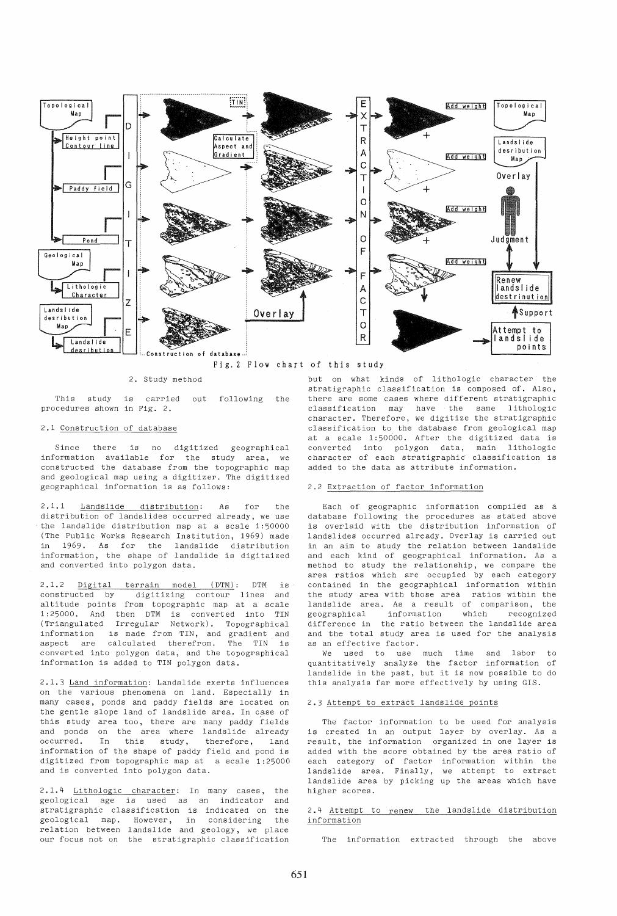Topological Map

Height point Contour line

Paddy field

Pond

Geological Map

Lithologic Character

Landslide desribution Map

Landslide desribution

DIGITIZE

TIN

Calculate Aspect and Gradient

Overlay

Construction of database

EXTRACTION OF FACTOR

Add weight

Add weight

Add weight

Add weight

Topological Map

Landslide desribution Map

Overlay

Judgment

Renew landslide destrinution

Support

Attempt to landslide points

Fig. 2 Flow chart of this study

## 2. Study method

This study is carried out following the procedures shown in Fig. 2.

### 2.1 Construction of database

Since there is no digitized geographical information available for the study area, we constructed the database from the topographic map and geological map using a digitizer. The digitized geographical information is as follows:

2.1.1 Landslide distribution: As for the distribution of landslides occurred already, we use the landslide distribution map at a scale 1:50000 (The Public Works Research Institution, 1969) made in 1969. As for the landslide distribution information, the shape of landslide is digitaized and converted into polygon data.

2.1.2 Digital terrain model (DTM): DTM is constructed by digitizing contour lines and altitude points from topographic map at a scale 1:25000. And then DTM is converted into TIN (Triangulated Irregular Network). Topographical information is made from TIN, and gradient and aspect are calculated therefrom. The TIN is converted into polygon data, and the topographical information is added to TIN polygon data.

2.1.3 Land information: Landslide exerts influences on the various phenomena on land. Especially in many cases, ponds and paddy fields are located on the gentle slope land of landslide area. In case of this study area too, there are many paddy fields and ponds on the area where landslide already occurred. In this study, therefore, land information of the shape of paddy field and pond is digitized from topographic map at a scale 1:25000 and is converted into polygon data.

2.1.4 Lithologic character: In many cases, the geological age is used as an indicator and stratigraphic classification is indicated on the geological map. However, in considering the relation between landslide and geology, we place our focus not on the stratigraphic classification but on what kinds of lithologic character the stratigraphic classification is composed of. Also, there are some cases where different stratigraphic classification may have the same lithologic character. Therefore, we digitize the stratigraphic classification to the database from geological map at a scale 1:50000. After the digitized data is converted into polygon data, main lithologic character of each stratigraphic classification is added to the data as attribute information.

### 2.2 Extraction of factor information

Each of geographic information compiled as a database following the procedures as stated above is overlaid with the distribution information of landslides occurred already. Overlay is carried out in an aim to study the relation between landslide and each kind of geographical information. As a method to study the relationship, we compare the area ratios which are occupied by each category contained in the geographical information within the study area with those area ratios within the landslide area. As a result of comparison, the geographical information which recognized difference in the ratio between the landslide area and the total study area is used for the analysis as an effective factor.

We used to use much time and labor to quantitatively analyze the factor information of landslide in the past, but it is now possible to do this analysis far more effectively by using GIS.

### 2.3 Attempt to extract landslide points

The factor information to be used for analysis is created in an output layer by overlay. As a result, the information organized in one layer is added with the score obtained by the area ratio of each category of factor information within the landslide area. Finally, we attempt to extract landslide area by picking up the areas which have higher scores.

### 2.4 Attempt to renew the landslide distribution information

The information extracted through the above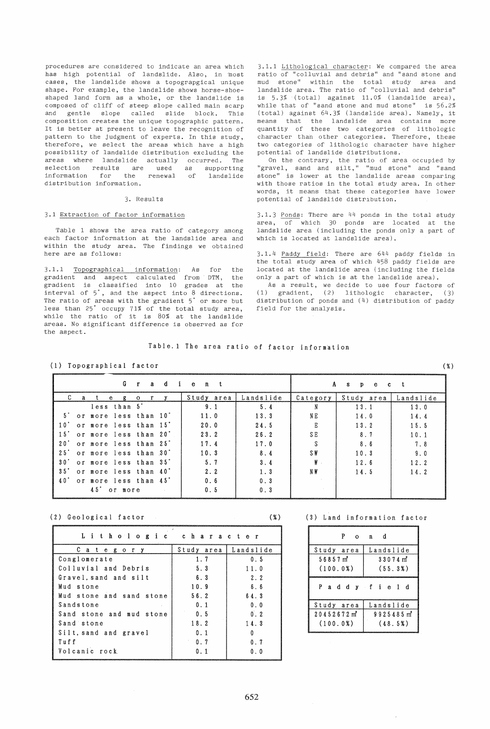procedures are considered to indicate an area which has high potential of landslide. Also, in most cases, the landslide shows a topograpgical unique shape. For example, the landslide shows horse-shoe-shaped land form as a whole, or the landslide is composed of cliff of steep slope called main scarp and gentle slope called slide block. This composition creates the unique topographic pattern. It is better at present to leave the recognition of pattern to the judgment of experts. In this study, therefore, we select the areas which have a high possibility of landslide distribution excluding the areas where landslide actually occurred. The selection results are used as supporting information for the renewal of landslide distribution information.

## 3. Results

### 3.1 Extraction of factor information

Table 1 shows the area ratio of category among each factor information at the landslide area and within the study area. The findings we obtained here are as follows:

3.1.1 Topographical information: As for the gradient and aspect calculated from DTM, the gradient is classified into 10 grades at the interval of 5°, and the aspect into 8 directions. The ratio of areas with the gradient 5° or more but less than 25° occupy 71% of the total study area, while the ratio of it is 80% at the landslide areas. No significant difference is observed as for the aspect.

3.1.1 Lithological character: We compared the area ratio of "colluvial and debris" and "sand stone and mud stone" within the total study area and landslide area. The ratio of "colluvial and debris" is 5.3% (total) against 11.0% (landslide area), while that of "sand stone and mud stone" is 56.2% (total) against 64.3% (landslide area). Namely, it means that the landslide area contains more quantity of these two categories of lithologic character than other categories. Therefore, these two categories of lithologic character have higher potential of landslide distributions.

On the contrary, the ratio of area occupied by "gravel, sand and silt," "mud stone" and "sand stone" is lower at the landslide areas comparing with those ratios in the total study area. In other words, it means that these categories have lower potential of landslide distribution.

3.1.3 Ponds: There are 44 ponds in the total study area, of which 30 ponds are located at the landslide area (including the ponds only a part of which is located at landslide area).

3.1.4 Paddy field: There are 644 paddy fields in the total study area of which 458 paddy fields are located at the landslide area (including the fields only a part of which is at the landslide area).

As a result, we decide to use four factors of (1) gradient, (2) lithologic character, (3) distribution of ponds and (4) distribution of paddy field for the analysis.

Table.1 The area ratio of factor information

(1) Topographical factor (%)

| Gradient | | | Aspect | | |
|---|---|---|---|---|---|
| Category | Study area | Landslide | Category | Study area | Landslide |
| less than 5° | 9.1 | 5.4 | N | 13.1 | 13.0 |
| 5° or more less than 10° | 11.0 | 13.3 | NE | 14.0 | 14.4 |
| 10° or more less than 15° | 20.0 | 24.5 | E | 13.2 | 15.5 |
| 15° or more less than 20° | 23.2 | 26.2 | SE | 8.7 | 10.1 |
| 20° or more less than 25° | 17.4 | 17.0 | S | 8.6 | 7.8 |
| 25° or more less than 30° | 10.3 | 8.4 | SW | 10.3 | 9.0 |
| 30° or more less than 35° | 5.7 | 3.4 | W | 12.6 | 12.2 |
| 35° or more less than 40° | 2.2 | 1.3 | NW | 14.5 | 14.2 |
| 40° or more less than 45° | 0.6 | 0.3 | | | |
| 45° or more | 0.5 | 0.3 | | | |

(2) Geological factor (%)

| Lithologic character | | |
|---|---|---|
| Category | Study area | Landslide |
| Conglomerate | 1.7 | 0.5 |
| Colluvial and Debris | 5.3 | 11.0 |
| Gravel, sand and silt | 6.3 | 2.2 |
| Mud stone | 10.9 | 6.6 |
| Mud stone and sand stone | 56.2 | 64.3 |
| Sandstone | 0.1 | 0.0 |
| Sand stone and mud stone | 0.5 | 0.2 |
| Sand stone | 18.2 | 14.3 |
| Silt, sand and gravel | 0.1 | 0 |
| Tuff | 0.7 | 0.7 |
| Volcanic rock | 0.1 | 0.0 |

(3) Land information factor

| Pond | |
|---|---|
| Study area | Landslide |
| 56857 m² (100.0%) | 33074 m² (55.3%) |

| Paddy field | |
|---|---|
| Study area | Landslide |
| 20452672 m² (100.0%) | 9925485 m² (48.5%) |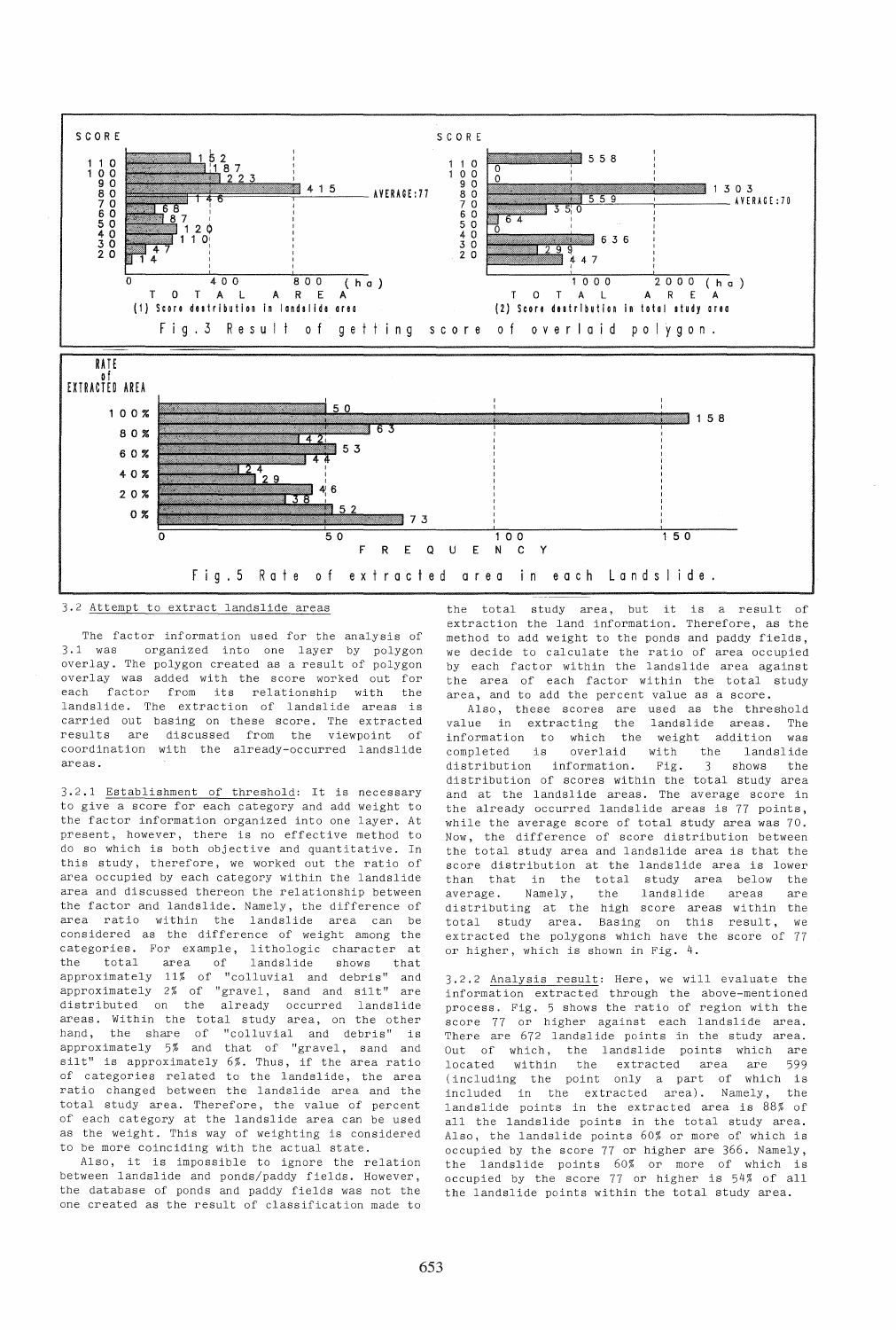SCORE

110
100
90
80
70
60
50
40
30
20

152
187
223
415
146
68
87
120
110
47
14

AVERAGE:77

0 400 800 (ha)

TOTAL AREA

(1) Score destribution in landslide area

SCORE

110
100
90
80
70
60
50
40
30
20

558
0
0
1303
559
350
64
0
636
299
447

AVERAGE:70

1000 2000 (ha)

TOTAL AREA

(2) Score destribution in total study area

Fig.3 Result of getting score of overlaid polygon.

RATE of EXTRACTED AREA

100%
80%
60%
40%
20%
0%

50
158
63
42
53
44
24
29
46
38
52
73

0 50 100 150

FREQUENCY

Fig.5 Rate of extracted area in each Landslide.

### 3.2 Attempt to extract landslide areas

The factor information used for the analysis of 3.1 was organized into one layer by polygon overlay. The polygon created as a result of polygon overlay was added with the score worked out for each factor from its relationship with the landslide. The extraction of landslide areas is carried out basing on these score. The extracted results are discussed from the viewpoint of coordination with the already-occurred landslide areas.

3.2.1 Establishment of threshold: It is necessary to give a score for each category and add weight to the factor information organized into one layer. At present, however, there is no effective method to do so which is both objective and quantitative. In this study, therefore, we worked out the ratio of area occupied by each category within the landslide area and discussed thereon the relationship between the factor and landslide. Namely, the difference of area ratio within the landslide area can be considered as the difference of weight among the categories. For example, lithologic character at the total area of landslide shows that approximately 11% of "colluvial and debris" and approximately 2% of "gravel, sand and silt" are distributed on the already occurred landslide areas. Within the total study area, on the other hand, the share of "colluvial and debris" is approximately 5% and that of "gravel, sand and silt" is approximately 6%. Thus, if the area ratio of categories related to the landslide, the area ratio changed between the landslide area and the total study area. Therefore, the value of percent of each category at the landslide area can be used as the weight. This way of weighting is considered to be more coinciding with the actual state.

Also, it is impossible to ignore the relation between landslide and ponds/paddy fields. However, the database of ponds and paddy fields was not the one created as the result of classification made to the total study area, but it is a result of extraction the land information. Therefore, as the method to add weight to the ponds and paddy fields, we decide to calculate the ratio of area occupied by each factor within the landslide area against the area of each factor within the total study area, and to add the percent value as a score.

Also, these scores are used as the threshold value in extracting the landslide areas. The information to which the weight addition was completed is overlaid with the landslide distribution information. Fig. 3 shows the distribution of scores within the total study area and at the landslide areas. The average score in the already occurred landslide areas is 77 points, while the average score of total study area was 70. Now, the difference of score distribution between the total study area and landslide area is that the score distribution at the landslide area is lower than that in the total study area below the average. Namely, the landslide areas are distributing at the high score areas within the total study area. Basing on this result, we extracted the polygons which have the score of 77 or higher, which is shown in Fig. 4.

3.2.2 Analysis result: Here, we will evaluate the information extracted through the above-mentioned process. Fig. 5 shows the ratio of region with the score 77 or higher against each landslide area. There are 672 landslide points in the study area. Out of which, the landslide points which are located within the extracted area are 599 (including the point only a part of which is included in the extracted area). Namely, the landslide points in the extracted area is 88% of all the landslide points in the total study area. Also, the landslide points 60% or more of which is occupied by the score 77 or higher are 366. Namely, the landslide points 60% or more of which is occupied by the score 77 or higher is 54% of all the landslide points within the total study area.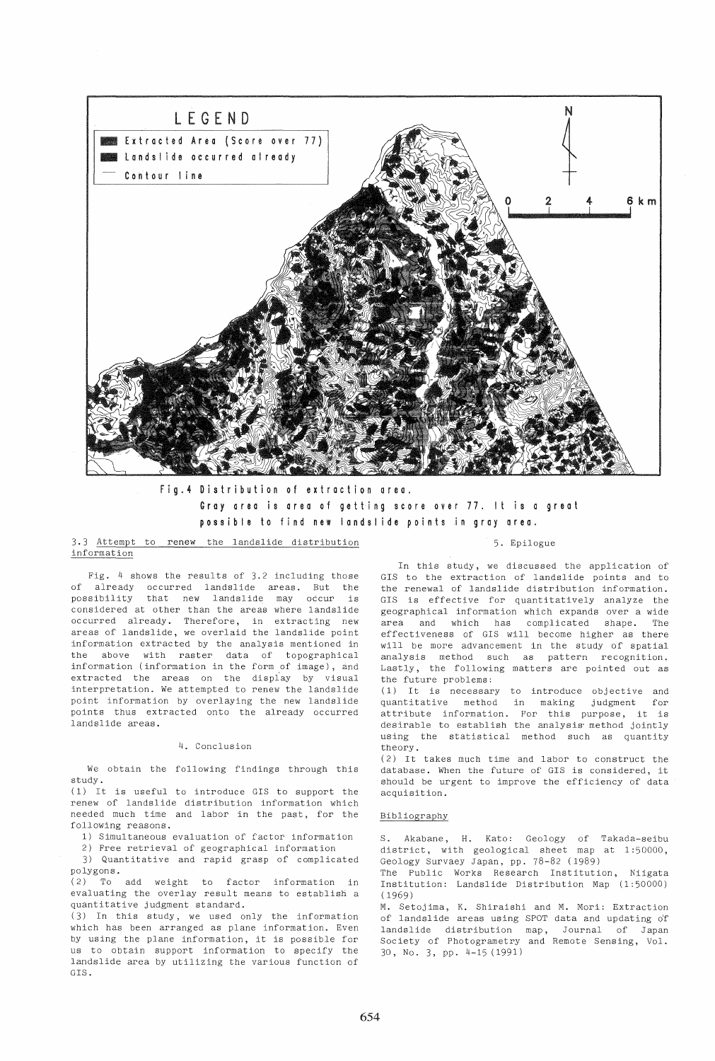LEGEND

Extracted Area (Score over 77)

Landslide occurred already

Contour line

N

0 2 4 6 km

Fig.4 Distribution of extraction area.
Gray area is area of getting score over 77. It is a great possible to find new landslide points in gray area.

### 3.3 Attempt to renew the landslide distribution information

Fig. 4 shows the results of 3.2 including those of already occurred landslide areas. But the possibility that new landslide may occur is considered at other than the areas where landslide occurred already. Therefore, in extracting new areas of landslide, we overlaid the landslide point information extracted by the analysis mentioned in the above with raster data of topographical information (information in the form of image), and extracted the areas on the display by visual interpretation. We attempted to renew the landslide point information by overlaying the new landslide points thus extracted onto the already occurred landslide areas.

## 4. Conclusion

We obtain the following findings through this study.

(1) It is useful to introduce GIS to support the renew of landslide distribution information which needed much time and labor in the past, for the following reasons.

1) Simultaneous evaluation of factor information
2) Free retrieval of geographical information
3) Quantitative and rapid grasp of complicated polygons.

(2) To add weight to factor information in evaluating the overlay result means to establish a quantitative judgment standard.

(3) In this study, we used only the information which has been arranged as plane information. Even by using the plane information, it is possible for us to obtain support information to specify the landslide area by utilizing the various function of GIS.

## 5. Epilogue

In this study, we discussed the application of GIS to the extraction of landslide points and to the renewal of landslide distribution information. GIS is effective for quantitatively analyze the geographical information which expands over a wide area and which has complicated shape. The effectiveness of GIS will become higher as there will be more advancement in the study of spatial analysis method such as pattern recognition. Lastly, the following matters are pointed out as the future problems:

(1) It is necessary to introduce objective and quantitative method in making judgment for attribute information. For this purpose, it is desirable to establish the analysis method jointly using the statistical method such as quantity theory.

(2) It takes much time and labor to construct the database. When the future of GIS is considered, it should be urgent to improve the efficiency of data acquisition.

## Bibliography

S. Akabane, H. Kato: Geology of Takada-seibu district, with geological sheet map at 1:50000, Geology Survaey Japan, pp. 78-82 (1989)

The Public Works Research Institution, Niigata Institution: Landslide Distribution Map (1:50000) (1969)

M. Setojima, K. Shiraishi and M. Mori: Extraction of landslide areas using SPOT data and updating of landslide distribution map, Journal of Japan Society of Photogrammetry and Remote Sensing, Vol. 30, No. 3, pp. 4-15 (1991)